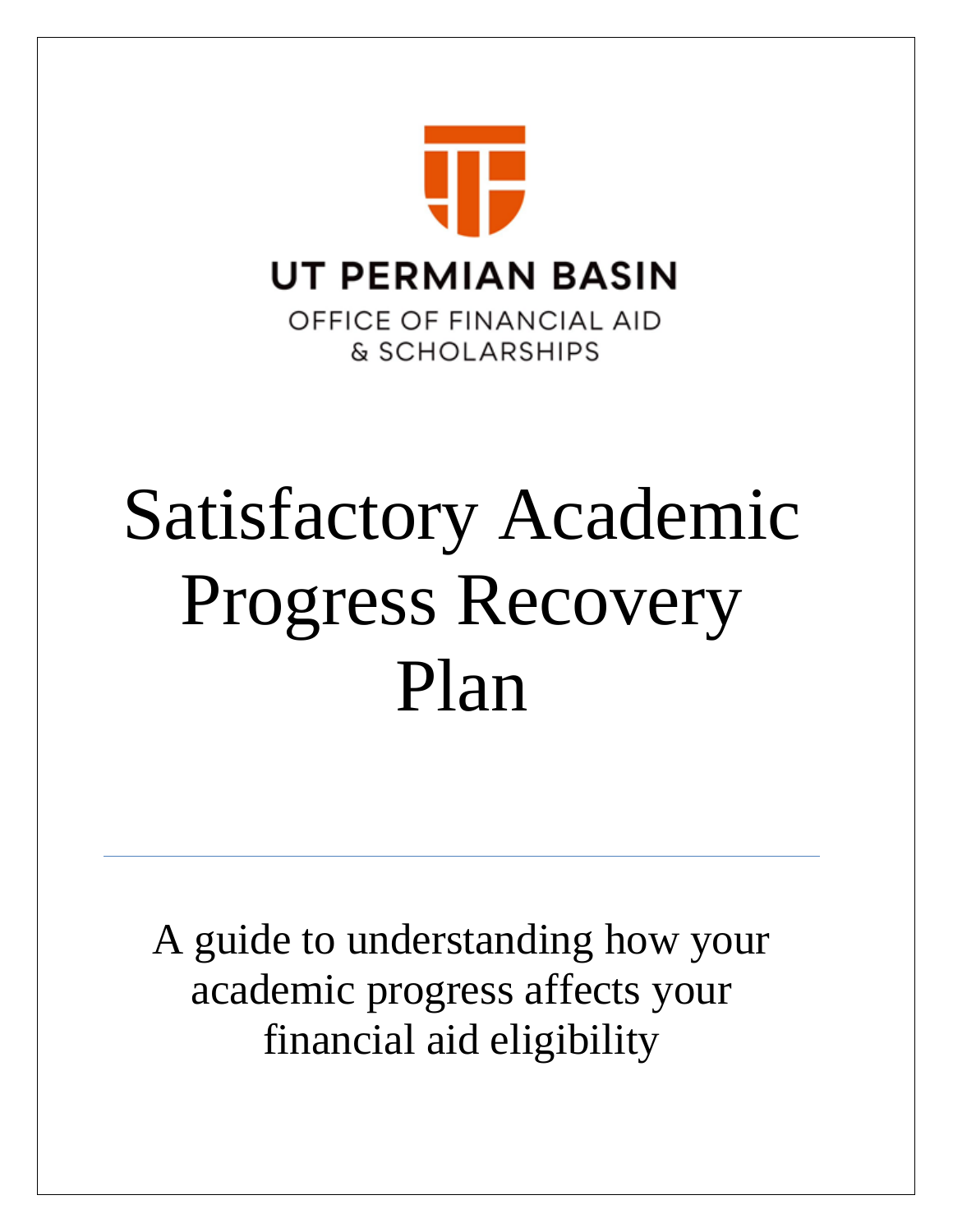UT PERMIAN BASIN

OFFICE OF FINANCIAL AID & SCHOLARSHIPS

# Satisfactory Academic Progress Recovery Plan

---

A guide to understanding how your academic progress affects your financial aid eligibility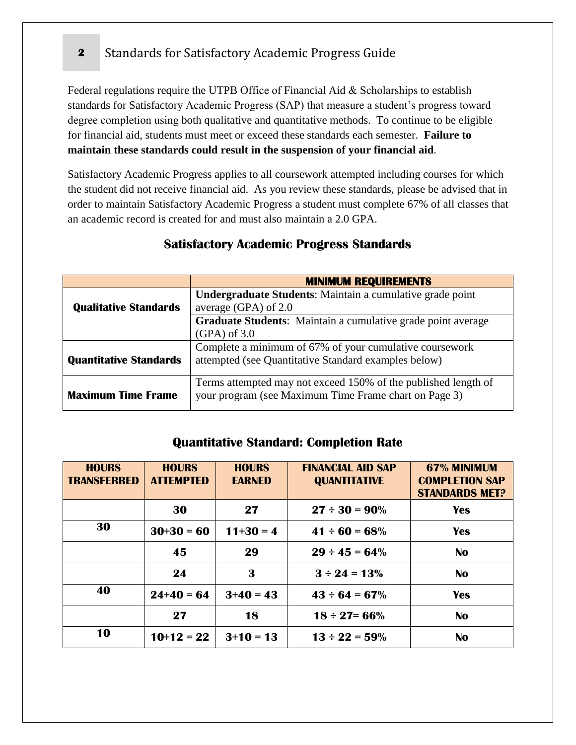## Standards for Satisfactory Academic Progress Guide

Federal regulations require the UTPB Office of Financial Aid & Scholarships to establish standards for Satisfactory Academic Progress (SAP) that measure a student's progress toward degree completion using both qualitative and quantitative methods. To continue to be eligible for financial aid, students must meet or exceed these standards each semester. **Failure to maintain these standards could result in the suspension of your financial aid**.

Satisfactory Academic Progress applies to all coursework attempted including courses for which the student did not receive financial aid. As you review these standards, please be advised that in order to maintain Satisfactory Academic Progress a student must complete 67% of all classes that an academic record is created for and must also maintain a 2.0 GPA.

### Satisfactory Academic Progress Standards

| | **MINIMUM REQUIREMENTS** |
|---|---|
| **Qualitative Standards** | **Undergraduate Students**: Maintain a cumulative grade point average (GPA) of 2.0 |
| | **Graduate Students**: Maintain a cumulative grade point average (GPA) of 3.0 |
| **Quantitative Standards** | Complete a minimum of 67% of your cumulative coursework attempted (see Quantitative Standard examples below) |
| **Maximum Time Frame** | Terms attempted may not exceed 150% of the published length of your program (see Maximum Time Frame chart on Page 3) |

### Quantitative Standard: Completion Rate

| HOURS TRANSFERRED | HOURS ATTEMPTED | HOURS EARNED | FINANCIAL AID SAP QUANTITATIVE | 67% MINIMUM COMPLETION SAP STANDARDS MET? |
|---|---|---|---|---|
| | 30 | 27 | 27 ÷ 30 = 90% | Yes |
| 30 | 30+30 = 60 | 11+30 = 4 | 41 ÷ 60 = 68% | Yes |
| | 45 | 29 | 29 ÷ 45 = 64% | No |
| | 24 | 3 | 3 ÷ 24 = 13% | No |
| 40 | 24+40 = 64 | 3+40 = 43 | 43 ÷ 64 = 67% | Yes |
| | 27 | 18 | 18 ÷ 27= 66% | No |
| 10 | 10+12 = 22 | 3+10 = 13 | 13 ÷ 22 = 59% | No |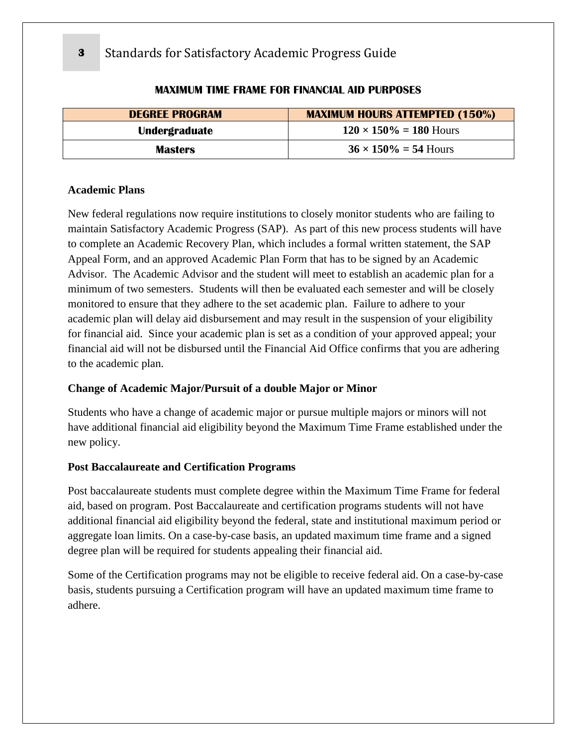**MAXIMUM TIME FRAME FOR FINANCIAL AID PURPOSES**

| DEGREE PROGRAM | MAXIMUM HOURS ATTEMPTED (150%) |
|---|---|
| Undergraduate | **120 × 150% = 180** Hours |
| Masters | **36 × 150% = 54** Hours |

**Academic Plans**

New federal regulations now require institutions to closely monitor students who are failing to maintain Satisfactory Academic Progress (SAP). As part of this new process students will have to complete an Academic Recovery Plan, which includes a formal written statement, the SAP Appeal Form, and an approved Academic Plan Form that has to be signed by an Academic Advisor. The Academic Advisor and the student will meet to establish an academic plan for a minimum of two semesters. Students will then be evaluated each semester and will be closely monitored to ensure that they adhere to the set academic plan. Failure to adhere to your academic plan will delay aid disbursement and may result in the suspension of your eligibility for financial aid. Since your academic plan is set as a condition of your approved appeal; your financial aid will not be disbursed until the Financial Aid Office confirms that you are adhering to the academic plan.

**Change of Academic Major/Pursuit of a double Major or Minor**

Students who have a change of academic major or pursue multiple majors or minors will not have additional financial aid eligibility beyond the Maximum Time Frame established under the new policy.

**Post Baccalaureate and Certification Programs**

Post baccalaureate students must complete degree within the Maximum Time Frame for federal aid, based on program. Post Baccalaureate and certification programs students will not have additional financial aid eligibility beyond the federal, state and institutional maximum period or aggregate loan limits. On a case-by-case basis, an updated maximum time frame and a signed degree plan will be required for students appealing their financial aid.

Some of the Certification programs may not be eligible to receive federal aid. On a case-by-case basis, students pursuing a Certification program will have an updated maximum time frame to adhere.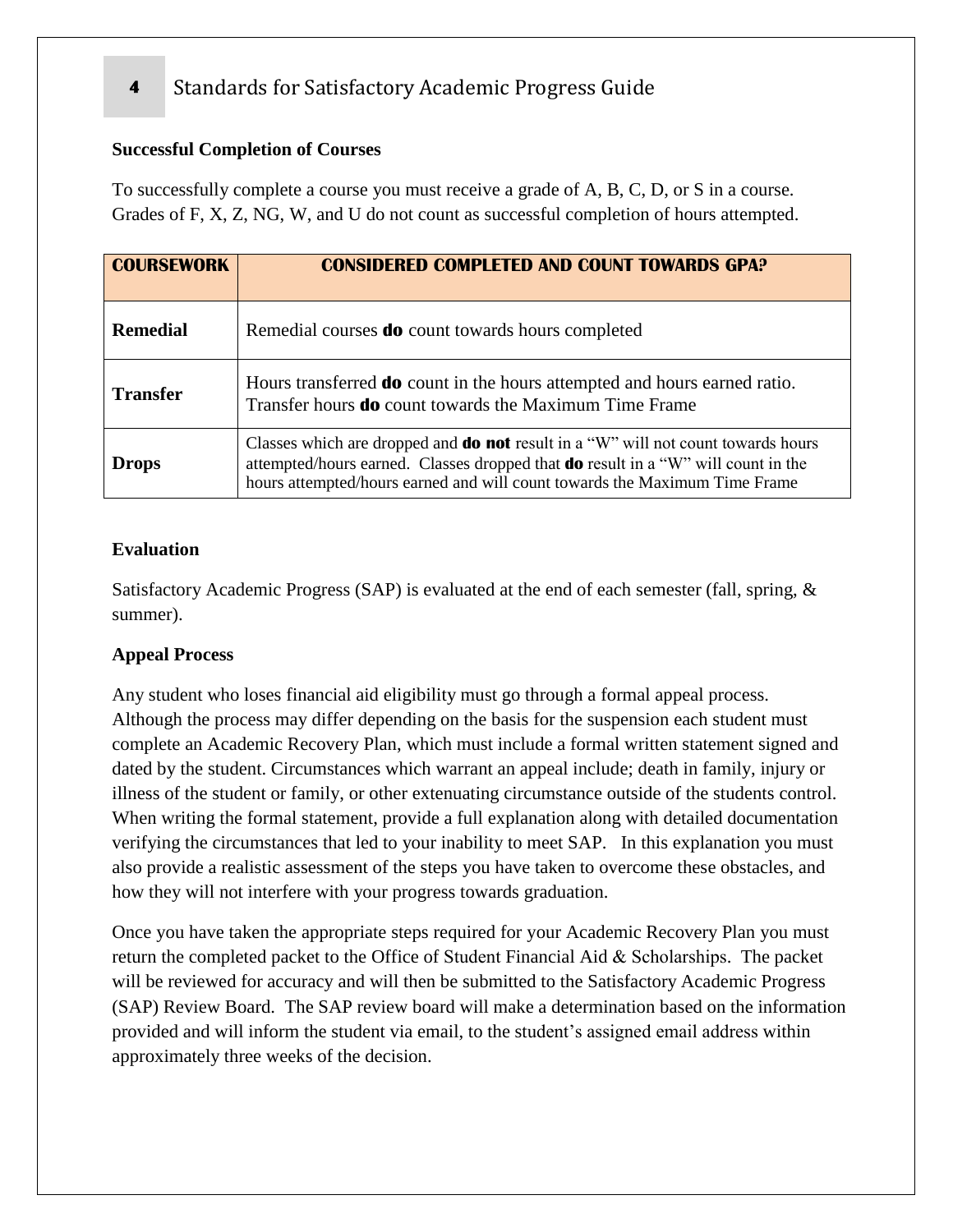**Successful Completion of Courses**

To successfully complete a course you must receive a grade of A, B, C, D, or S in a course. Grades of F, X, Z, NG, W, and U do not count as successful completion of hours attempted.

| COURSEWORK | CONSIDERED COMPLETED AND COUNT TOWARDS GPA? |
|---|---|
| **Remedial** | Remedial courses **do** count towards hours completed |
| **Transfer** | Hours transferred **do** count in the hours attempted and hours earned ratio. Transfer hours **do** count towards the Maximum Time Frame |
| **Drops** | Classes which are dropped and **do not** result in a "W" will not count towards hours attempted/hours earned. Classes dropped that **do** result in a "W" will count in the hours attempted/hours earned and will count towards the Maximum Time Frame |

**Evaluation**

Satisfactory Academic Progress (SAP) is evaluated at the end of each semester (fall, spring, & summer).

**Appeal Process**

Any student who loses financial aid eligibility must go through a formal appeal process. Although the process may differ depending on the basis for the suspension each student must complete an Academic Recovery Plan, which must include a formal written statement signed and dated by the student. Circumstances which warrant an appeal include; death in family, injury or illness of the student or family, or other extenuating circumstance outside of the students control. When writing the formal statement, provide a full explanation along with detailed documentation verifying the circumstances that led to your inability to meet SAP. In this explanation you must also provide a realistic assessment of the steps you have taken to overcome these obstacles, and how they will not interfere with your progress towards graduation.

Once you have taken the appropriate steps required for your Academic Recovery Plan you must return the completed packet to the Office of Student Financial Aid & Scholarships. The packet will be reviewed for accuracy and will then be submitted to the Satisfactory Academic Progress (SAP) Review Board. The SAP review board will make a determination based on the information provided and will inform the student via email, to the student's assigned email address within approximately three weeks of the decision.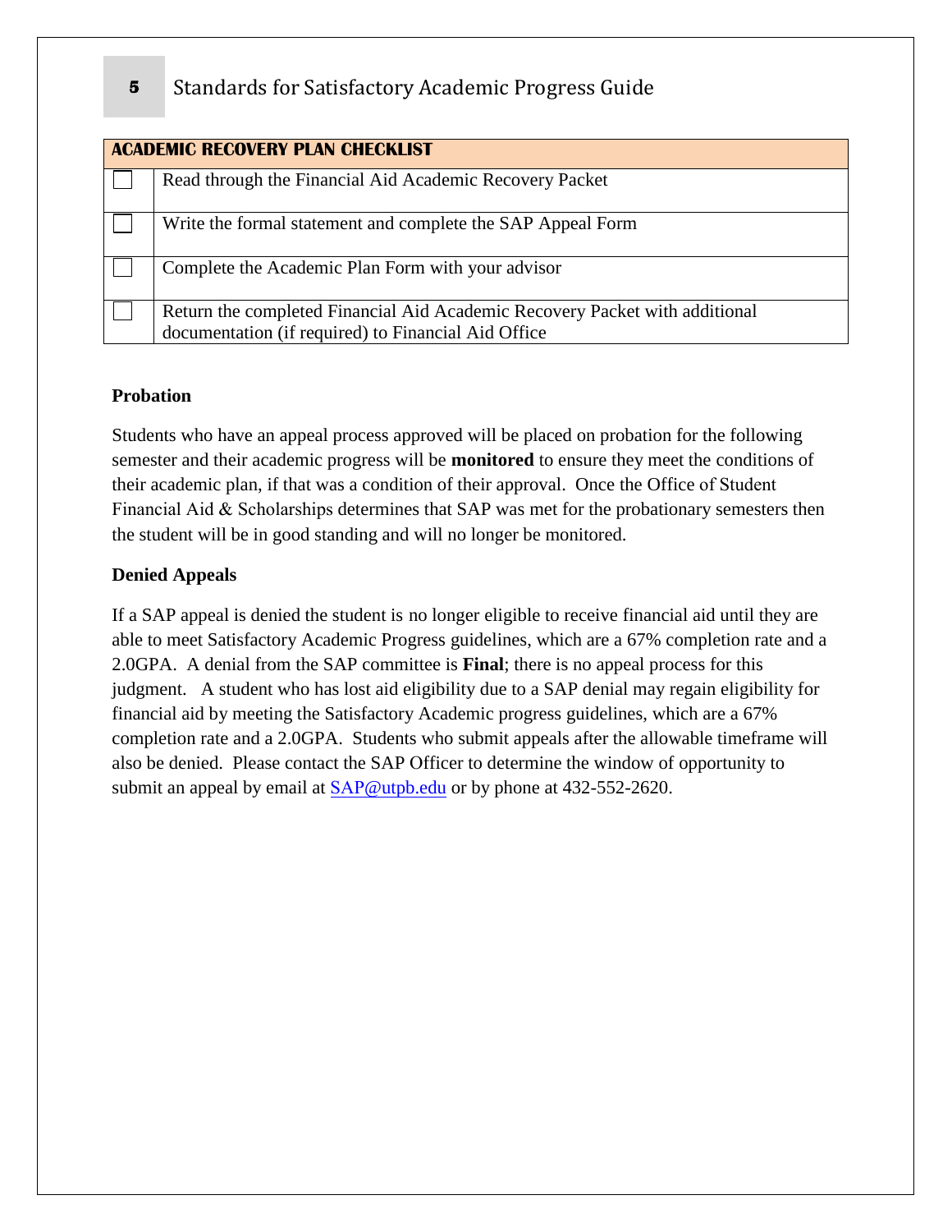| ACADEMIC RECOVERY PLAN CHECKLIST | |
|---|---|
| ☐ | Read through the Financial Aid Academic Recovery Packet |
| ☐ | Write the formal statement and complete the SAP Appeal Form |
| ☐ | Complete the Academic Plan Form with your advisor |
| ☐ | Return the completed Financial Aid Academic Recovery Packet with additional documentation (if required) to Financial Aid Office |

**Probation**

Students who have an appeal process approved will be placed on probation for the following semester and their academic progress will be **monitored** to ensure they meet the conditions of their academic plan, if that was a condition of their approval. Once the Office of Student Financial Aid & Scholarships determines that SAP was met for the probationary semesters then the student will be in good standing and will no longer be monitored.

**Denied Appeals**

If a SAP appeal is denied the student is no longer eligible to receive financial aid until they are able to meet Satisfactory Academic Progress guidelines, which are a 67% completion rate and a 2.0GPA. A denial from the SAP committee is **Final**; there is no appeal process for this judgment. A student who has lost aid eligibility due to a SAP denial may regain eligibility for financial aid by meeting the Satisfactory Academic progress guidelines, which are a 67% completion rate and a 2.0GPA. Students who submit appeals after the allowable timeframe will also be denied. Please contact the SAP Officer to determine the window of opportunity to submit an appeal by email at SAP@utpb.edu or by phone at 432-552-2620.